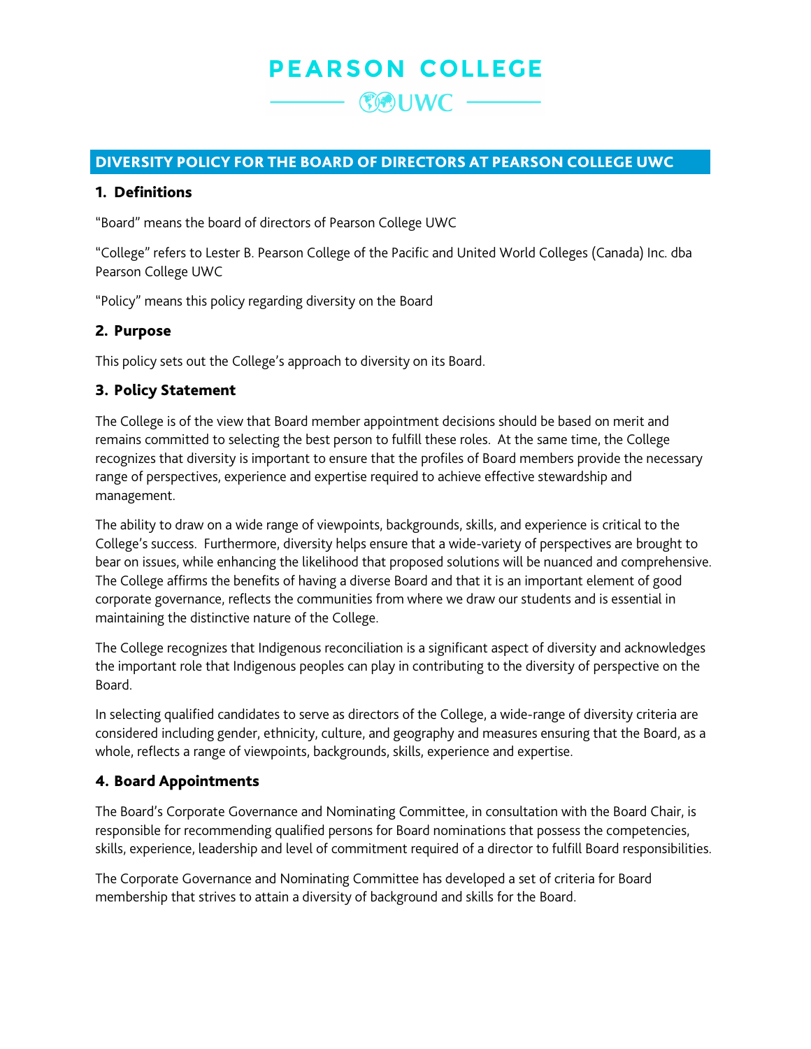# PEARSON COLLEGE

## UWC

## DIVERSITY POLICY FOR THE BOARD OF DIRECTORS AT PEARSON COLLEGE UWC

### 1. Definitions

"Board" means the board of directors of Pearson College UWC

"College" refers to Lester B. Pearson College of the Pacific and United World Colleges (Canada) Inc. dba Pearson College UWC

"Policy" means this policy regarding diversity on the Board

### 2. Purpose

This policy sets out the College's approach to diversity on its Board.

### 3. Policy Statement

The College is of the view that Board member appointment decisions should be based on merit and remains committed to selecting the best person to fulfill these roles. At the same time, the College recognizes that diversity is important to ensure that the profiles of Board members provide the necessary range of perspectives, experience and expertise required to achieve effective stewardship and management.

The ability to draw on a wide range of viewpoints, backgrounds, skills, and experience is critical to the College's success. Furthermore, diversity helps ensure that a wide-variety of perspectives are brought to bear on issues, while enhancing the likelihood that proposed solutions will be nuanced and comprehensive. The College affirms the benefits of having a diverse Board and that it is an important element of good corporate governance, reflects the communities from where we draw our students and is essential in maintaining the distinctive nature of the College.

The College recognizes that Indigenous reconciliation is a significant aspect of diversity and acknowledges the important role that Indigenous peoples can play in contributing to the diversity of perspective on the Board.

In selecting qualified candidates to serve as directors of the College, a wide-range of diversity criteria are considered including gender, ethnicity, culture, and geography and measures ensuring that the Board, as a whole, reflects a range of viewpoints, backgrounds, skills, experience and expertise.

### 4. Board Appointments

The Board's Corporate Governance and Nominating Committee, in consultation with the Board Chair, is responsible for recommending qualified persons for Board nominations that possess the competencies, skills, experience, leadership and level of commitment required of a director to fulfill Board responsibilities.

The Corporate Governance and Nominating Committee has developed a set of criteria for Board membership that strives to attain a diversity of background and skills for the Board.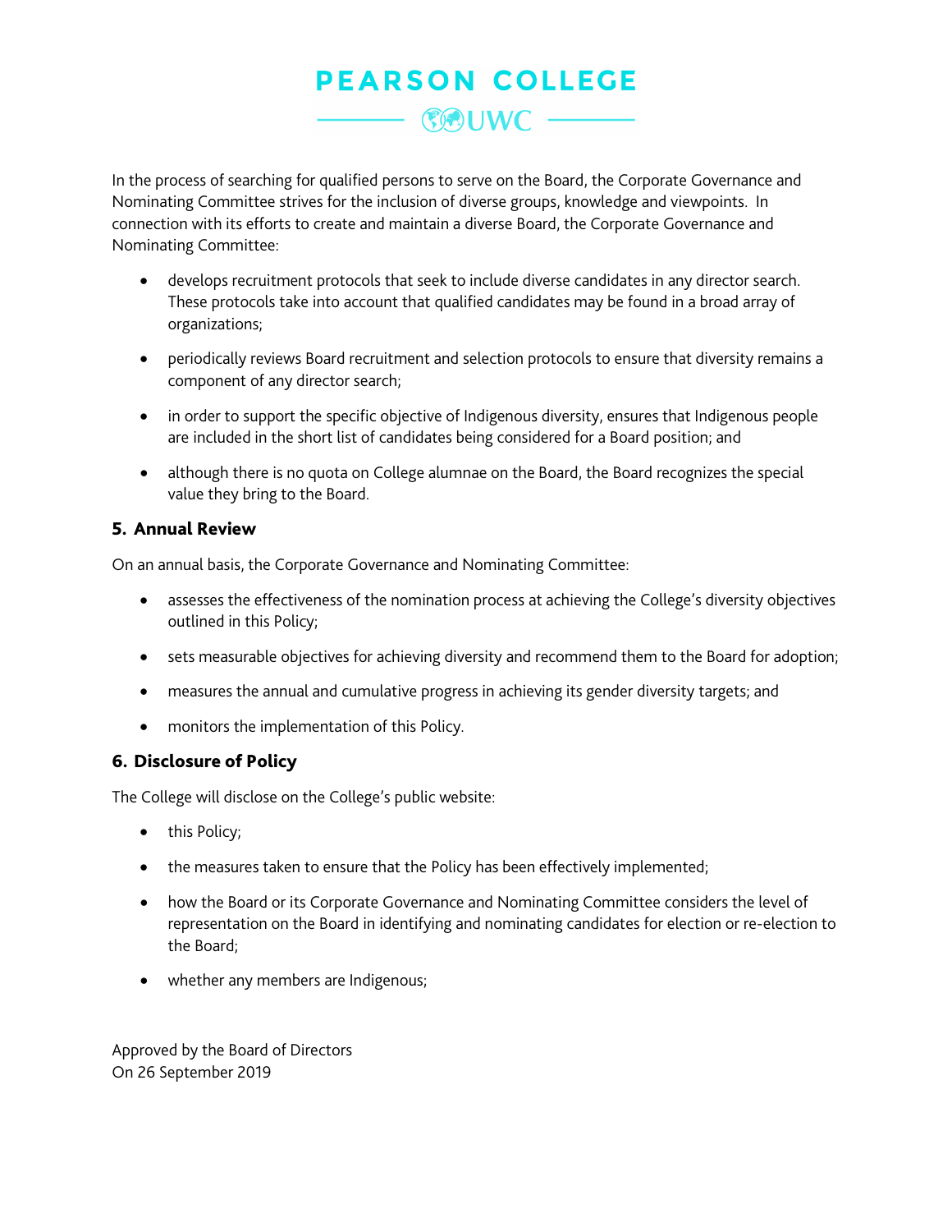In the process of searching for qualified persons to serve on the Board, the Corporate Governance and Nominating Committee strives for the inclusion of diverse groups, knowledge and viewpoints. In connection with its efforts to create and maintain a diverse Board, the Corporate Governance and Nominating Committee:

- develops recruitment protocols that seek to include diverse candidates in any director search. These protocols take into account that qualified candidates may be found in a broad array of organizations;
- periodically reviews Board recruitment and selection protocols to ensure that diversity remains a component of any director search;
- in order to support the specific objective of Indigenous diversity, ensures that Indigenous people are included in the short list of candidates being considered for a Board position; and
- although there is no quota on College alumnae on the Board, the Board recognizes the special value they bring to the Board.

## 5. Annual Review

On an annual basis, the Corporate Governance and Nominating Committee:

- assesses the effectiveness of the nomination process at achieving the College's diversity objectives outlined in this Policy;
- sets measurable objectives for achieving diversity and recommend them to the Board for adoption;
- measures the annual and cumulative progress in achieving its gender diversity targets; and
- monitors the implementation of this Policy.

## 6. Disclosure of Policy

The College will disclose on the College's public website:

- this Policy;
- the measures taken to ensure that the Policy has been effectively implemented;
- how the Board or its Corporate Governance and Nominating Committee considers the level of representation on the Board in identifying and nominating candidates for election or re-election to the Board;
- whether any members are Indigenous;

Approved by the Board of Directors
On 26 September 2019